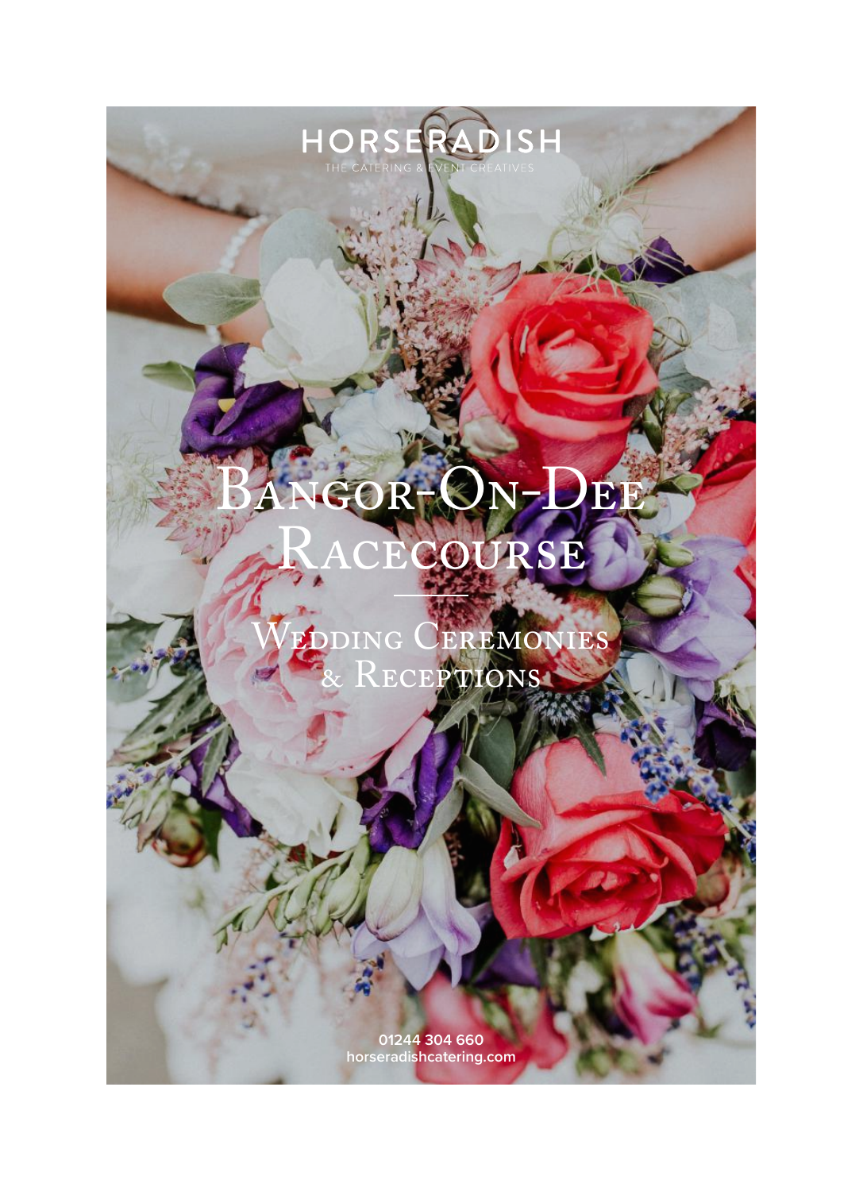HORSERADISH

THE CATERING & EVENT CREATIVES

# Bangor-On-Dee Racecourse

## Wedding Ceremonies & Receptions

01244 304 660
horseradishcatering.com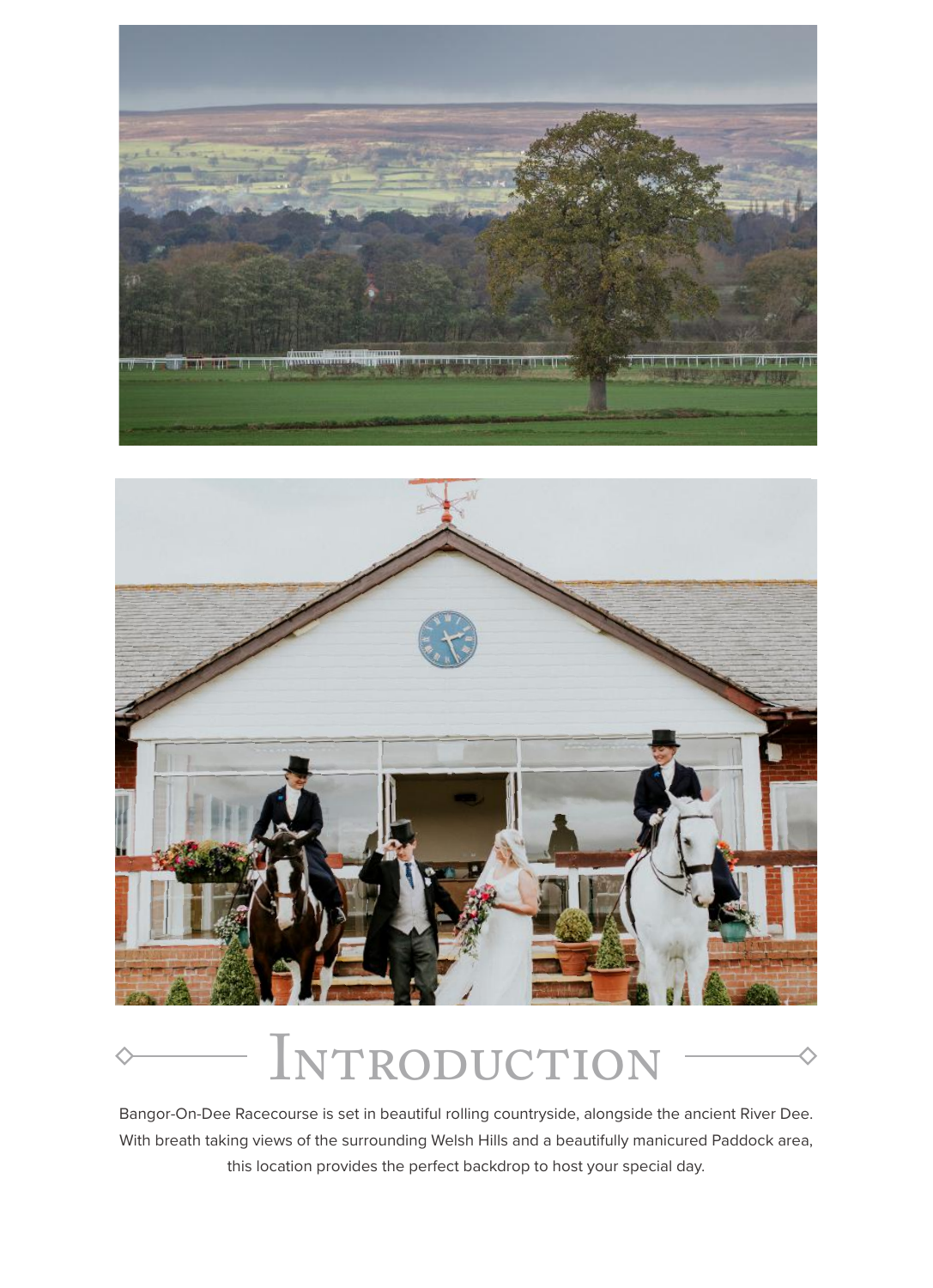# Introduction

Bangor-On-Dee Racecourse is set in beautiful rolling countryside, alongside the ancient River Dee. With breath taking views of the surrounding Welsh Hills and a beautifully manicured Paddock area, this location provides the perfect backdrop to host your special day.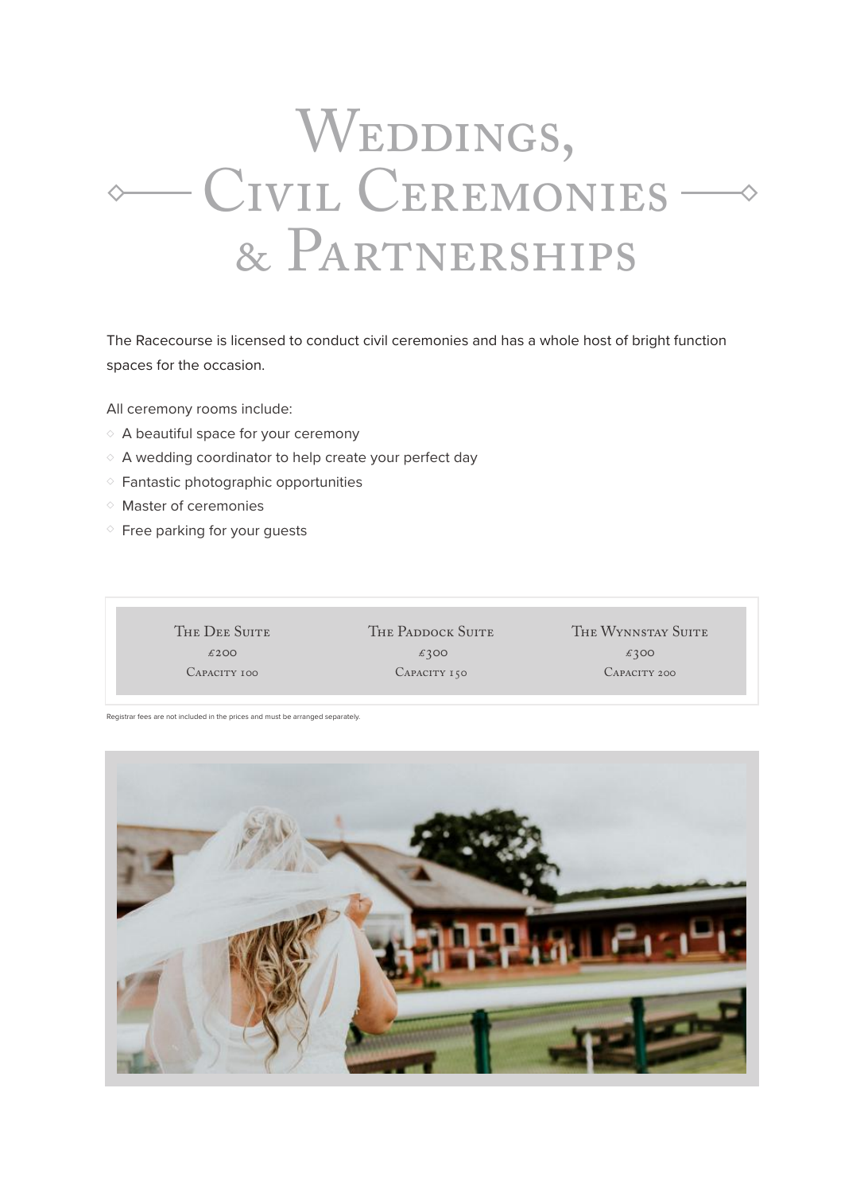# Weddings, Civil Ceremonies & Partnerships

The Racecourse is licensed to conduct civil ceremonies and has a whole host of bright function spaces for the occasion.

All ceremony rooms include:

- A beautiful space for your ceremony
- A wedding coordinator to help create your perfect day
- Fantastic photographic opportunities
- Master of ceremonies
- Free parking for your guests

| The Dee Suite | The Paddock Suite | The Wynnstay Suite |
|---|---|---|
| £200 | £300 | £300 |
| Capacity 100 | Capacity 150 | Capacity 200 |

Registrar fees are not included in the prices and must be arranged separately.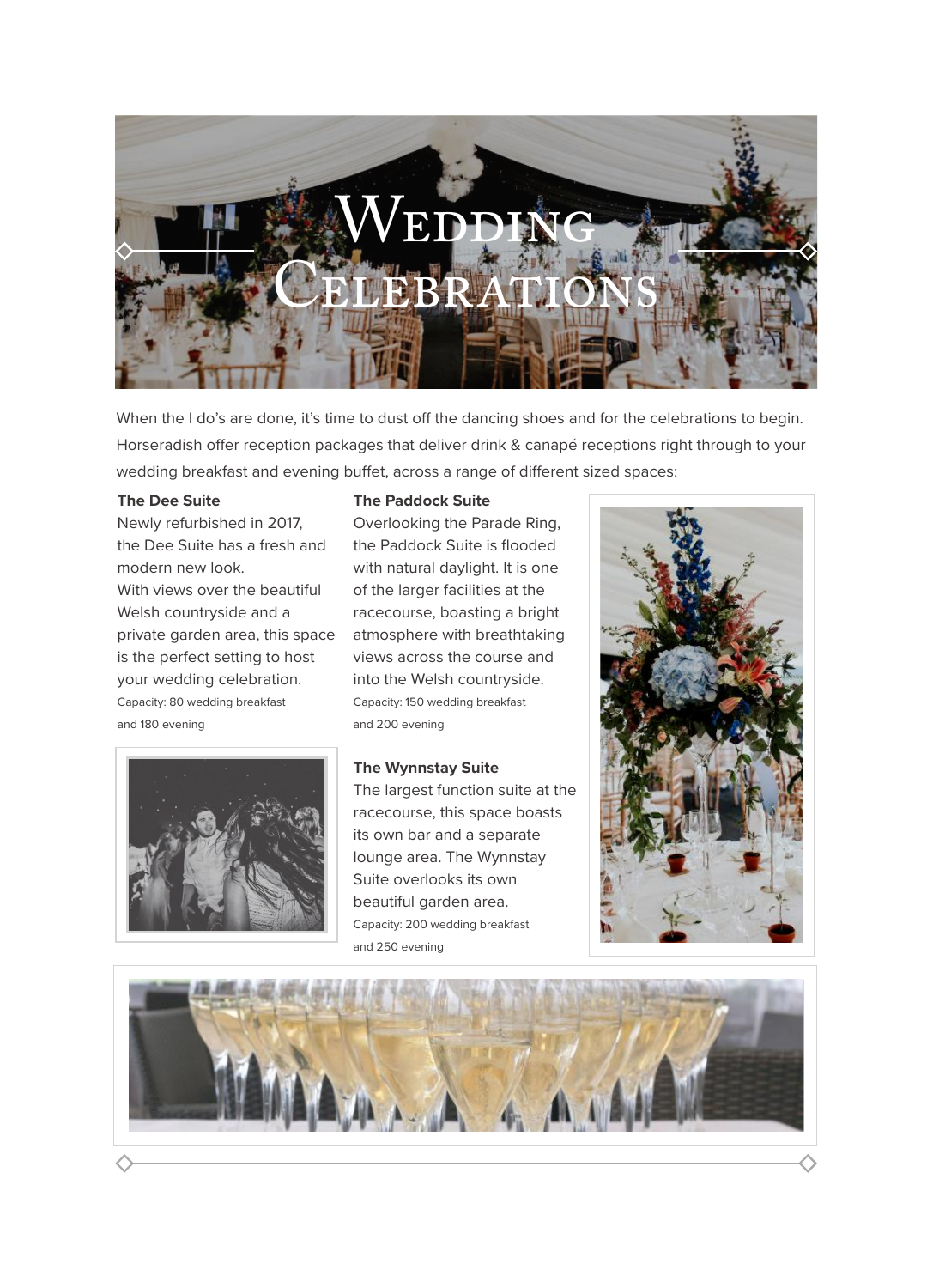# Wedding Celebrations

When the I do's are done, it's time to dust off the dancing shoes and for the celebrations to begin. Horseradish offer reception packages that deliver drink & canapé receptions right through to your wedding breakfast and evening buffet, across a range of different sized spaces:

**The Dee Suite**

Newly refurbished in 2017, the Dee Suite has a fresh and modern new look. With views over the beautiful Welsh countryside and a private garden area, this space is the perfect setting to host your wedding celebration.

Capacity: 80 wedding breakfast and 180 evening

**The Paddock Suite**

Overlooking the Parade Ring, the Paddock Suite is flooded with natural daylight. It is one of the larger facilities at the racecourse, boasting a bright atmosphere with breathtaking views across the course and into the Welsh countryside.

Capacity: 150 wedding breakfast and 200 evening

**The Wynnstay Suite**

The largest function suite at the racecourse, this space boasts its own bar and a separate lounge area. The Wynnstay Suite overlooks its own beautiful garden area.

Capacity: 200 wedding breakfast and 250 evening